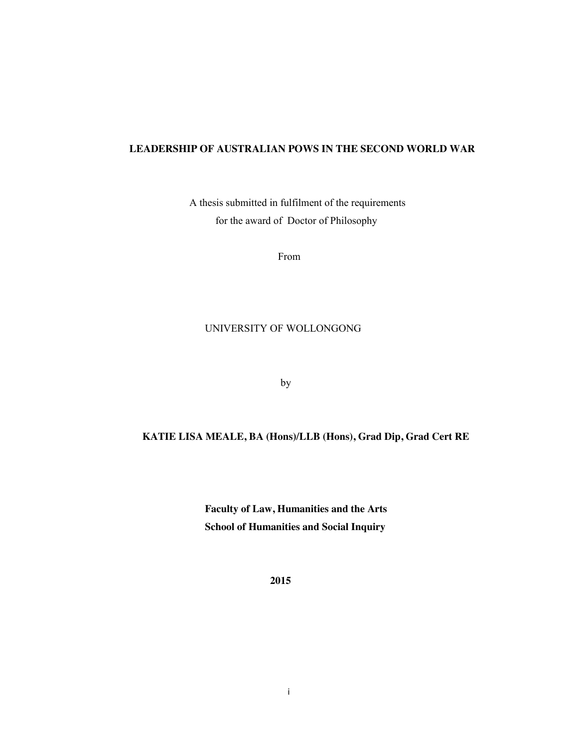# LEADERSHIP OF AUSTRALIAN POWS IN THE SECOND WORLD WAR

A thesis submitted in fulfilment of the requirements
for the award of Doctor of Philosophy

From

UNIVERSITY OF WOLLONGONG

by

**KATIE LISA MEALE, BA (Hons)/LLB (Hons), Grad Dip, Grad Cert RE**

**Faculty of Law, Humanities and the Arts**
**School of Humanities and Social Inquiry**

**2015**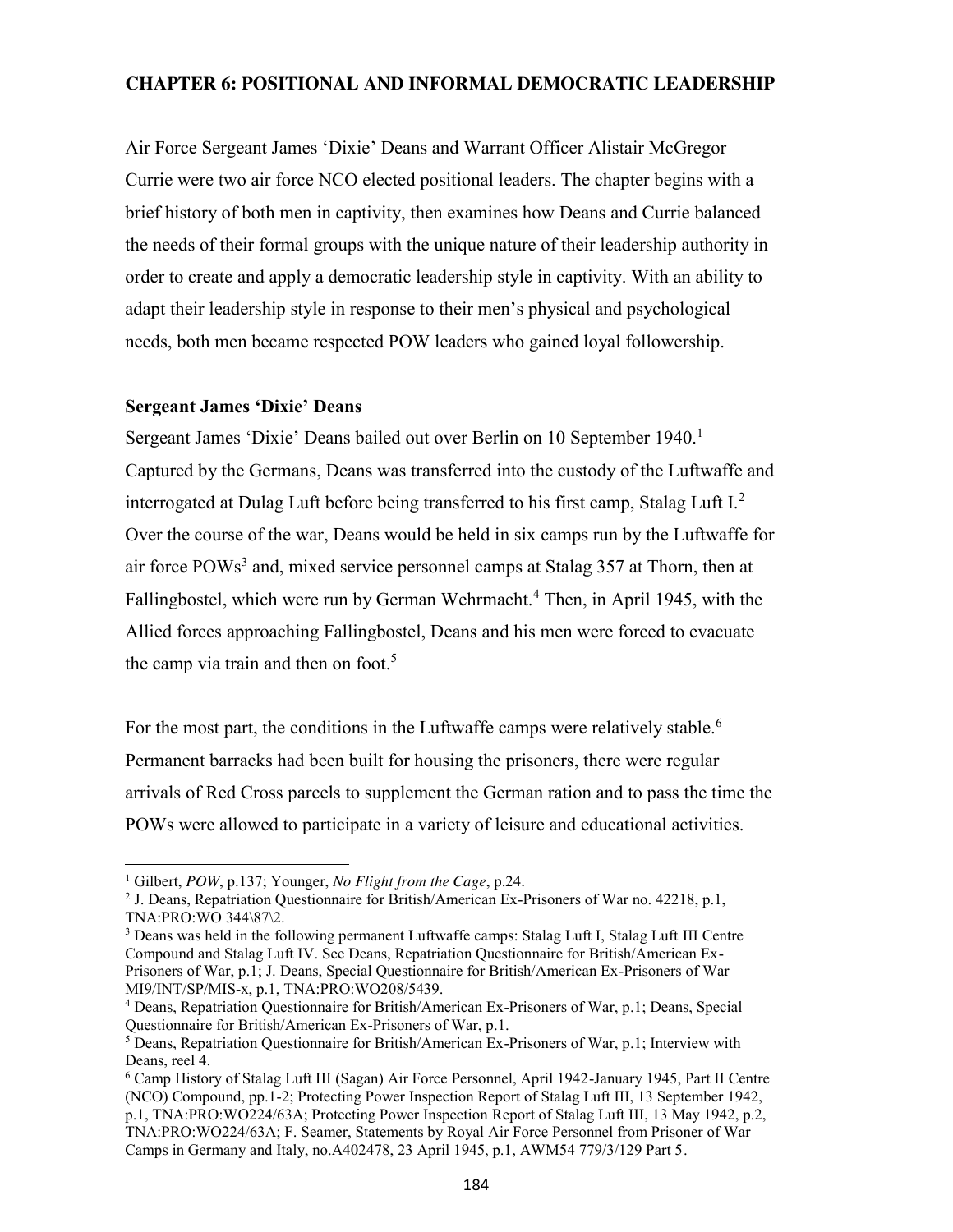## CHAPTER 6: POSITIONAL AND INFORMAL DEMOCRATIC LEADERSHIP

Air Force Sergeant James 'Dixie' Deans and Warrant Officer Alistair McGregor Currie were two air force NCO elected positional leaders. The chapter begins with a brief history of both men in captivity, then examines how Deans and Currie balanced the needs of their formal groups with the unique nature of their leadership authority in order to create and apply a democratic leadership style in captivity. With an ability to adapt their leadership style in response to their men's physical and psychological needs, both men became respected POW leaders who gained loyal followership.

### Sergeant James 'Dixie' Deans

Sergeant James 'Dixie' Deans bailed out over Berlin on 10 September 1940.[1] Captured by the Germans, Deans was transferred into the custody of the Luftwaffe and interrogated at Dulag Luft before being transferred to his first camp, Stalag Luft I.[2] Over the course of the war, Deans would be held in six camps run by the Luftwaffe for air force POWs[3] and, mixed service personnel camps at Stalag 357 at Thorn, then at Fallingbostel, which were run by German Wehrmacht.[4] Then, in April 1945, with the Allied forces approaching Fallingbostel, Deans and his men were forced to evacuate the camp via train and then on foot.[5]

For the most part, the conditions in the Luftwaffe camps were relatively stable.[6] Permanent barracks had been built for housing the prisoners, there were regular arrivals of Red Cross parcels to supplement the German ration and to pass the time the POWs were allowed to participate in a variety of leisure and educational activities.

---

[1] Gilbert, *POW*, p.137; Younger, *No Flight from the Cage*, p.24.

[2] J. Deans, Repatriation Questionnaire for British/American Ex-Prisoners of War no. 42218, p.1, TNA:PRO:WO 344\87\2.

[3] Deans was held in the following permanent Luftwaffe camps: Stalag Luft I, Stalag Luft III Centre Compound and Stalag Luft IV. See Deans, Repatriation Questionnaire for British/American Ex-Prisoners of War, p.1; J. Deans, Special Questionnaire for British/American Ex-Prisoners of War MI9/INT/SP/MIS-x, p.1, TNA:PRO:WO208/5439.

[4] Deans, Repatriation Questionnaire for British/American Ex-Prisoners of War, p.1; Deans, Special Questionnaire for British/American Ex-Prisoners of War, p.1.

[5] Deans, Repatriation Questionnaire for British/American Ex-Prisoners of War, p.1; Interview with Deans, reel 4.

[6] Camp History of Stalag Luft III (Sagan) Air Force Personnel, April 1942-January 1945, Part II Centre (NCO) Compound, pp.1-2; Protecting Power Inspection Report of Stalag Luft III, 13 September 1942, p.1, TNA:PRO:WO224/63A; Protecting Power Inspection Report of Stalag Luft III, 13 May 1942, p.2, TNA:PRO:WO224/63A; F. Seamer, Statements by Royal Air Force Personnel from Prisoner of War Camps in Germany and Italy, no.A402478, 23 April 1945, p.1, AWM54 779/3/129 Part 5.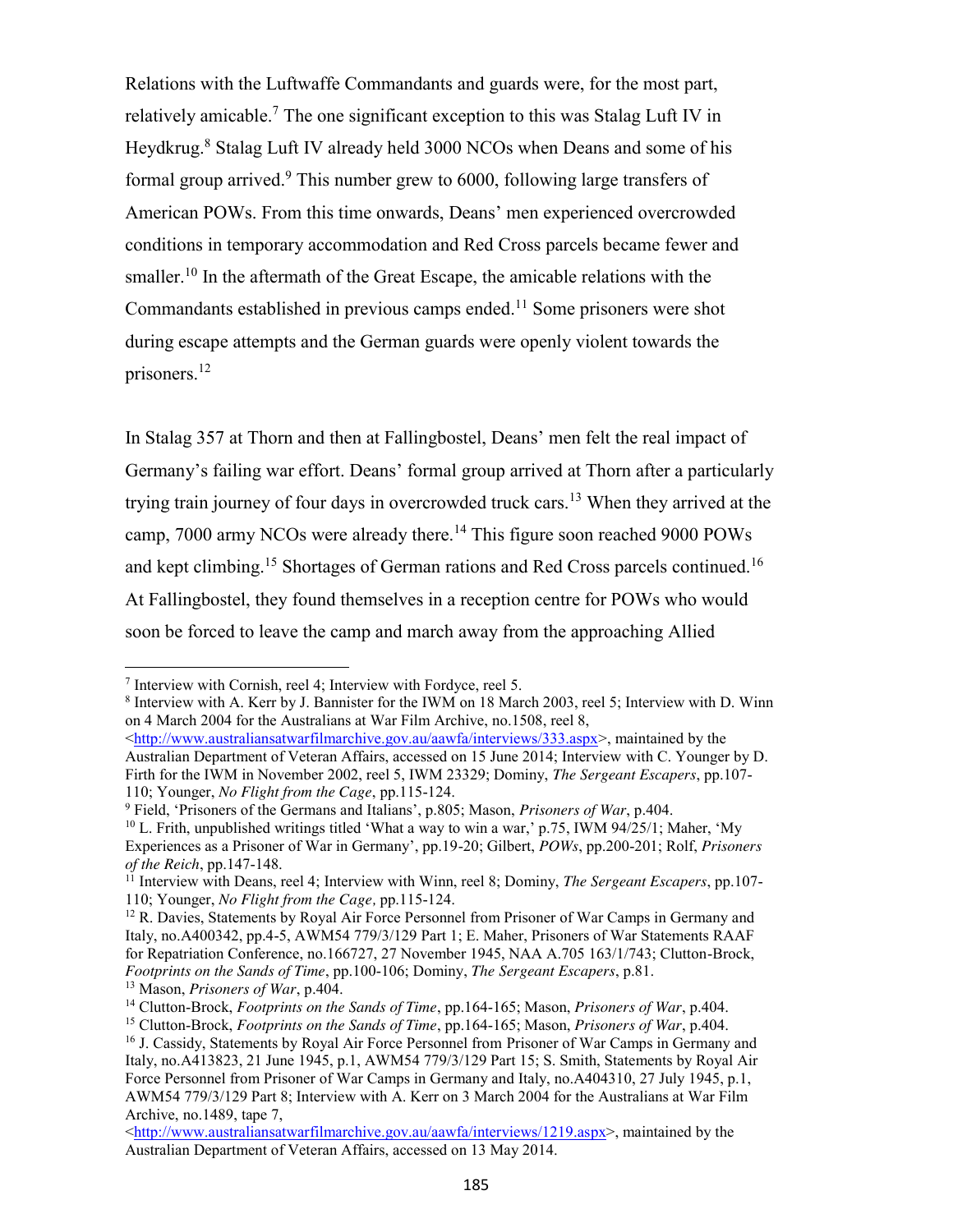Relations with the Luftwaffe Commandants and guards were, for the most part, relatively amicable.[7] The one significant exception to this was Stalag Luft IV in Heydkrug.[8] Stalag Luft IV already held 3000 NCOs when Deans and some of his formal group arrived.[9] This number grew to 6000, following large transfers of American POWs. From this time onwards, Deans' men experienced overcrowded conditions in temporary accommodation and Red Cross parcels became fewer and smaller.[10] In the aftermath of the Great Escape, the amicable relations with the Commandants established in previous camps ended.[11] Some prisoners were shot during escape attempts and the German guards were openly violent towards the prisoners.[12]

In Stalag 357 at Thorn and then at Fallingbostel, Deans' men felt the real impact of Germany's failing war effort. Deans' formal group arrived at Thorn after a particularly trying train journey of four days in overcrowded truck cars.[13] When they arrived at the camp, 7000 army NCOs were already there.[14] This figure soon reached 9000 POWs and kept climbing.[15] Shortages of German rations and Red Cross parcels continued.[16] At Fallingbostel, they found themselves in a reception centre for POWs who would soon be forced to leave the camp and march away from the approaching Allied

---

[7] Interview with Cornish, reel 4; Interview with Fordyce, reel 5.

[8] Interview with A. Kerr by J. Bannister for the IWM on 18 March 2003, reel 5; Interview with D. Winn on 4 March 2004 for the Australians at War Film Archive, no.1508, reel 8, <http://www.australiansatwarfilmarchive.gov.au/aawfa/interviews/333.aspx>, maintained by the Australian Department of Veteran Affairs, accessed on 15 June 2014; Interview with C. Younger by D. Firth for the IWM in November 2002, reel 5, IWM 23329; Dominy, *The Sergeant Escapers*, pp.107-110; Younger, *No Flight from the Cage*, pp.115-124.

[9] Field, 'Prisoners of the Germans and Italians', p.805; Mason, *Prisoners of War*, p.404.

[10] L. Frith, unpublished writings titled 'What a way to win a war,' p.75, IWM 94/25/1; Maher, 'My Experiences as a Prisoner of War in Germany', pp.19-20; Gilbert, *POWs*, pp.200-201; Rolf, *Prisoners of the Reich*, pp.147-148.

[11] Interview with Deans, reel 4; Interview with Winn, reel 8; Dominy, *The Sergeant Escapers*, pp.107-110; Younger, *No Flight from the Cage,* pp.115-124.

[12] R. Davies, Statements by Royal Air Force Personnel from Prisoner of War Camps in Germany and Italy, no.A400342, pp.4-5, AWM54 779/3/129 Part 1; E. Maher, Prisoners of War Statements RAAF for Repatriation Conference, no.166727, 27 November 1945, NAA A.705 163/1/743; Clutton-Brock, *Footprints on the Sands of Time*, pp.100-106; Dominy, *The Sergeant Escapers*, p.81.

[13] Mason, *Prisoners of War*, p.404.

[14] Clutton-Brock, *Footprints on the Sands of Time*, pp.164-165; Mason, *Prisoners of War*, p.404.

[15] Clutton-Brock, *Footprints on the Sands of Time*, pp.164-165; Mason, *Prisoners of War*, p.404.

[16] J. Cassidy, Statements by Royal Air Force Personnel from Prisoner of War Camps in Germany and Italy, no.A413823, 21 June 1945, p.1, AWM54 779/3/129 Part 15; S. Smith, Statements by Royal Air Force Personnel from Prisoner of War Camps in Germany and Italy, no.A404310, 27 July 1945, p.1, AWM54 779/3/129 Part 8; Interview with A. Kerr on 3 March 2004 for the Australians at War Film Archive, no.1489, tape 7, <http://www.australiansatwarfilmarchive.gov.au/aawfa/interviews/1219.aspx>, maintained by the Australian Department of Veteran Affairs, accessed on 13 May 2014.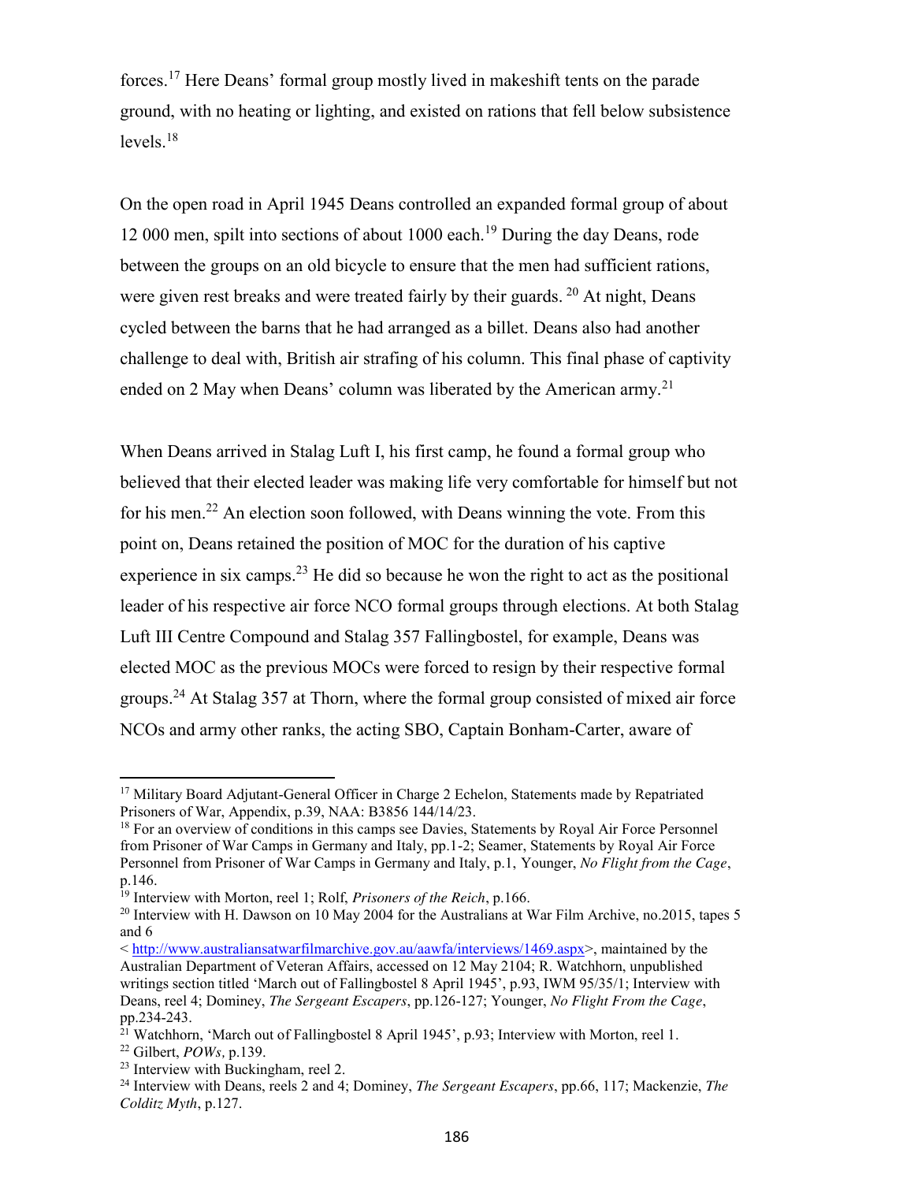forces.[17] Here Deans' formal group mostly lived in makeshift tents on the parade ground, with no heating or lighting, and existed on rations that fell below subsistence levels.[18]

On the open road in April 1945 Deans controlled an expanded formal group of about 12 000 men, spilt into sections of about 1000 each.[19] During the day Deans, rode between the groups on an old bicycle to ensure that the men had sufficient rations, were given rest breaks and were treated fairly by their guards. [20] At night, Deans cycled between the barns that he had arranged as a billet. Deans also had another challenge to deal with, British air strafing of his column. This final phase of captivity ended on 2 May when Deans' column was liberated by the American army.[21]

When Deans arrived in Stalag Luft I, his first camp, he found a formal group who believed that their elected leader was making life very comfortable for himself but not for his men.[22] An election soon followed, with Deans winning the vote. From this point on, Deans retained the position of MOC for the duration of his captive experience in six camps.[23] He did so because he won the right to act as the positional leader of his respective air force NCO formal groups through elections. At both Stalag Luft III Centre Compound and Stalag 357 Fallingbostel, for example, Deans was elected MOC as the previous MOCs were forced to resign by their respective formal groups.[24] At Stalag 357 at Thorn, where the formal group consisted of mixed air force NCOs and army other ranks, the acting SBO, Captain Bonham-Carter, aware of

---

[17] Military Board Adjutant-General Officer in Charge 2 Echelon, Statements made by Repatriated Prisoners of War, Appendix, p.39, NAA: B3856 144/14/23.

[18] For an overview of conditions in this camps see Davies, Statements by Royal Air Force Personnel from Prisoner of War Camps in Germany and Italy, pp.1-2; Seamer, Statements by Royal Air Force Personnel from Prisoner of War Camps in Germany and Italy, p.1, Younger, *No Flight from the Cage*, p.146.

[19] Interview with Morton, reel 1; Rolf, *Prisoners of the Reich*, p.166.

[20] Interview with H. Dawson on 10 May 2004 for the Australians at War Film Archive, no.2015, tapes 5 and 6 < http://www.australiansatwarfilmarchive.gov.au/aawfa/interviews/1469.aspx>, maintained by the Australian Department of Veteran Affairs, accessed on 12 May 2104; R. Watchhorn, unpublished writings section titled 'March out of Fallingbostel 8 April 1945', p.93, IWM 95/35/1; Interview with Deans, reel 4; Dominey, *The Sergeant Escapers*, pp.126-127; Younger, *No Flight From the Cage*, pp.234-243.

[21] Watchhorn, 'March out of Fallingbostel 8 April 1945', p.93; Interview with Morton, reel 1.

[22] Gilbert, *POWs*, p.139.

[23] Interview with Buckingham, reel 2.

[24] Interview with Deans, reels 2 and 4; Dominey, *The Sergeant Escapers*, pp.66, 117; Mackenzie, *The Colditz Myth*, p.127.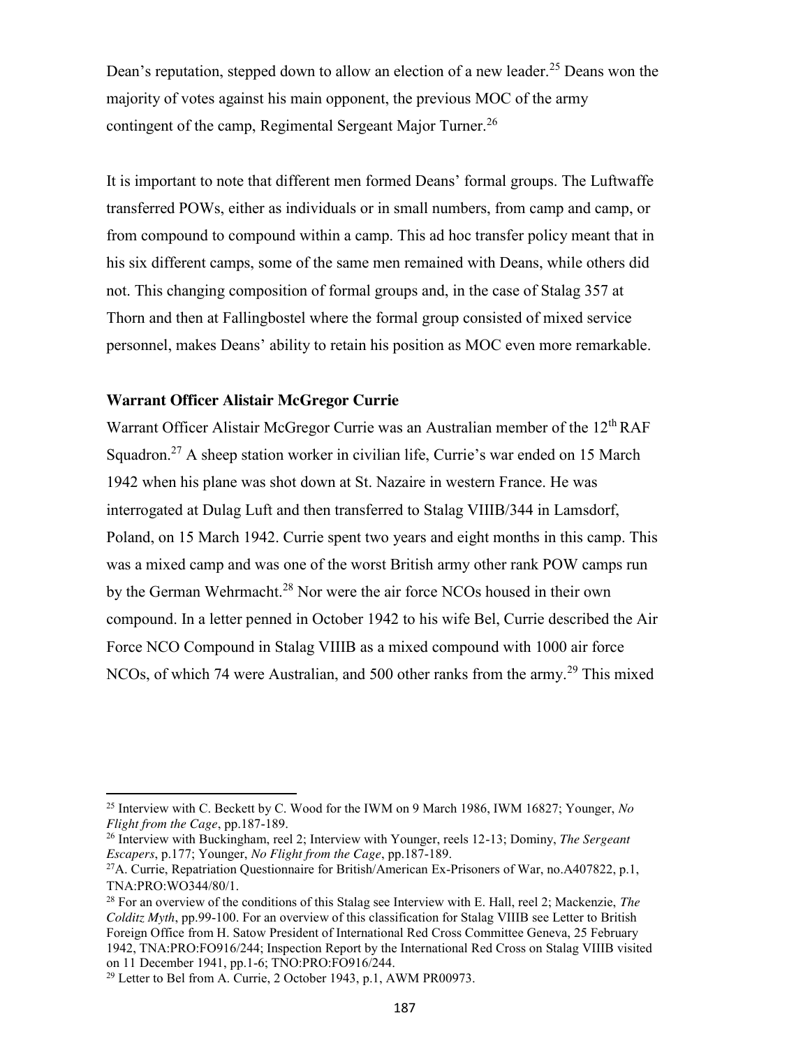Dean's reputation, stepped down to allow an election of a new leader.[25] Deans won the majority of votes against his main opponent, the previous MOC of the army contingent of the camp, Regimental Sergeant Major Turner.[26]

It is important to note that different men formed Deans' formal groups. The Luftwaffe transferred POWs, either as individuals or in small numbers, from camp and camp, or from compound to compound within a camp. This ad hoc transfer policy meant that in his six different camps, some of the same men remained with Deans, while others did not. This changing composition of formal groups and, in the case of Stalag 357 at Thorn and then at Fallingbostel where the formal group consisted of mixed service personnel, makes Deans' ability to retain his position as MOC even more remarkable.

**Warrant Officer Alistair McGregor Currie**

Warrant Officer Alistair McGregor Currie was an Australian member of the 12th RAF Squadron.[27] A sheep station worker in civilian life, Currie's war ended on 15 March 1942 when his plane was shot down at St. Nazaire in western France. He was interrogated at Dulag Luft and then transferred to Stalag VIIIB/344 in Lamsdorf, Poland, on 15 March 1942. Currie spent two years and eight months in this camp. This was a mixed camp and was one of the worst British army other rank POW camps run by the German Wehrmacht.[28] Nor were the air force NCOs housed in their own compound. In a letter penned in October 1942 to his wife Bel, Currie described the Air Force NCO Compound in Stalag VIIIB as a mixed compound with 1000 air force NCOs, of which 74 were Australian, and 500 other ranks from the army.[29] This mixed

---

[25] Interview with C. Beckett by C. Wood for the IWM on 9 March 1986, IWM 16827; Younger, *No Flight from the Cage*, pp.187-189.

[26] Interview with Buckingham, reel 2; Interview with Younger, reels 12-13; Dominy, *The Sergeant Escapers*, p.177; Younger, *No Flight from the Cage*, pp.187-189.

[27] A. Currie, Repatriation Questionnaire for British/American Ex-Prisoners of War, no.A407822, p.1, TNA:PRO:WO344/80/1.

[28] For an overview of the conditions of this Stalag see Interview with E. Hall, reel 2; Mackenzie, *The Colditz Myth*, pp.99-100. For an overview of this classification for Stalag VIIIB see Letter to British Foreign Office from H. Satow President of International Red Cross Committee Geneva, 25 February 1942, TNA:PRO:FO916/244; Inspection Report by the International Red Cross on Stalag VIIIB visited on 11 December 1941, pp.1-6; TNO:PRO:FO916/244.

[29] Letter to Bel from A. Currie, 2 October 1943, p.1, AWM PR00973.